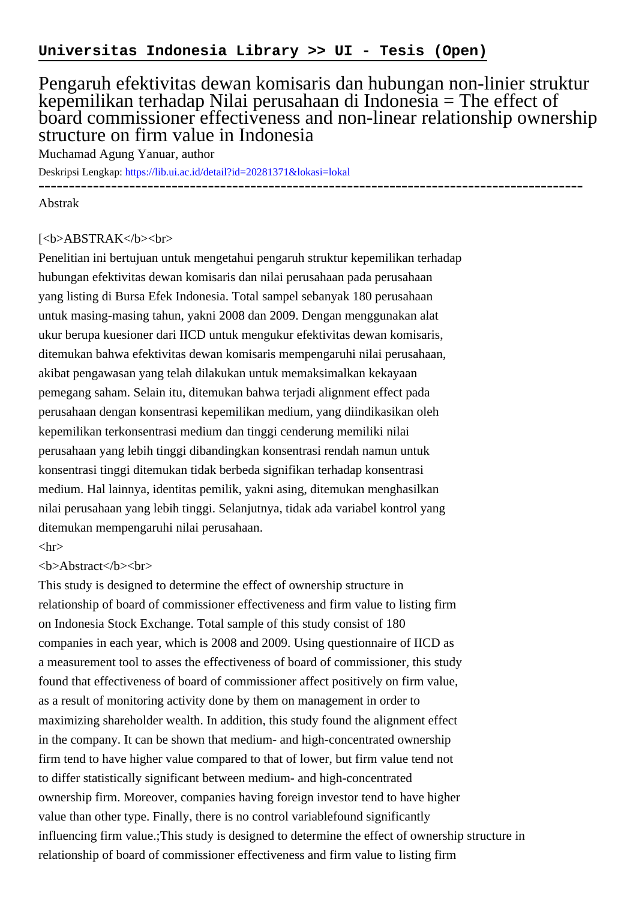# Universitas Indonesia Library >> UI - Tesis (Open)

## Pengaruh efektivitas dewan komisaris dan hubungan non-linier struktur kepemilikan terhadap Nilai perusahaan di Indonesia = The effect of board commissioner effectiveness and non-linear relationship ownership structure on firm value in Indonesia

Muchamad Agung Yanuar, author

Deskripsi Lengkap: https://lib.ui.ac.id/detail?id=20281371&lokasi=lokal

------------------------------------------------------------------------------------------

Abstrak

[<b>ABSTRAK</b><br>

Penelitian ini bertujuan untuk mengetahui pengaruh struktur kepemilikan terhadap hubungan efektivitas dewan komisaris dan nilai perusahaan pada perusahaan yang listing di Bursa Efek Indonesia. Total sampel sebanyak 180 perusahaan untuk masing-masing tahun, yakni 2008 dan 2009. Dengan menggunakan alat ukur berupa kuesioner dari IICD untuk mengukur efektivitas dewan komisaris, ditemukan bahwa efektivitas dewan komisaris mempengaruhi nilai perusahaan, akibat pengawasan yang telah dilakukan untuk memaksimalkan kekayaan pemegang saham. Selain itu, ditemukan bahwa terjadi alignment effect pada perusahaan dengan konsentrasi kepemilikan medium, yang diindikasikan oleh kepemilikan terkonsentrasi medium dan tinggi cenderung memiliki nilai perusahaan yang lebih tinggi dibandingkan konsentrasi rendah namun untuk konsentrasi tinggi ditemukan tidak berbeda signifikan terhadap konsentrasi medium. Hal lainnya, identitas pemilik, yakni asing, ditemukan menghasilkan nilai perusahaan yang lebih tinggi. Selanjutnya, tidak ada variabel kontrol yang ditemukan mempengaruhi nilai perusahaan.

<hr>

<b>Abstract</b><br>

This study is designed to determine the effect of ownership structure in relationship of board of commissioner effectiveness and firm value to listing firm on Indonesia Stock Exchange. Total sample of this study consist of 180 companies in each year, which is 2008 and 2009. Using questionnaire of IICD as a measurement tool to asses the effectiveness of board of commissioner, this study found that effectiveness of board of commissioner affect positively on firm value, as a result of monitoring activity done by them on management in order to maximizing shareholder wealth. In addition, this study found the alignment effect in the company. It can be shown that medium- and high-concentrated ownership firm tend to have higher value compared to that of lower, but firm value tend not to differ statistically significant between medium- and high-concentrated ownership firm. Moreover, companies having foreign investor tend to have higher value than other type. Finally, there is no control variablefound significantly influencing firm value.;This study is designed to determine the effect of ownership structure in relationship of board of commissioner effectiveness and firm value to listing firm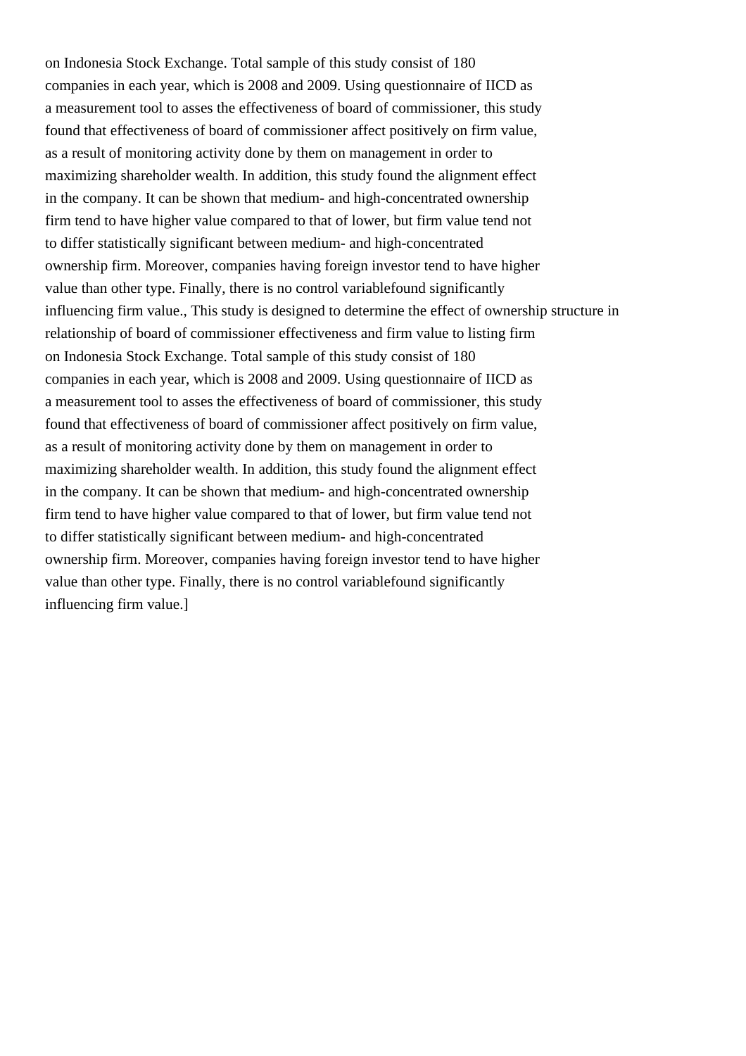on Indonesia Stock Exchange. Total sample of this study consist of 180 companies in each year, which is 2008 and 2009. Using questionnaire of IICD as a measurement tool to asses the effectiveness of board of commissioner, this study found that effectiveness of board of commissioner affect positively on firm value, as a result of monitoring activity done by them on management in order to maximizing shareholder wealth. In addition, this study found the alignment effect in the company. It can be shown that medium- and high-concentrated ownership firm tend to have higher value compared to that of lower, but firm value tend not to differ statistically significant between medium- and high-concentrated ownership firm. Moreover, companies having foreign investor tend to have higher value than other type. Finally, there is no control variablefound significantly influencing firm value., This study is designed to determine the effect of ownership structure in relationship of board of commissioner effectiveness and firm value to listing firm on Indonesia Stock Exchange. Total sample of this study consist of 180 companies in each year, which is 2008 and 2009. Using questionnaire of IICD as a measurement tool to asses the effectiveness of board of commissioner, this study found that effectiveness of board of commissioner affect positively on firm value, as a result of monitoring activity done by them on management in order to maximizing shareholder wealth. In addition, this study found the alignment effect in the company. It can be shown that medium- and high-concentrated ownership firm tend to have higher value compared to that of lower, but firm value tend not to differ statistically significant between medium- and high-concentrated ownership firm. Moreover, companies having foreign investor tend to have higher value than other type. Finally, there is no control variablefound significantly influencing firm value.]